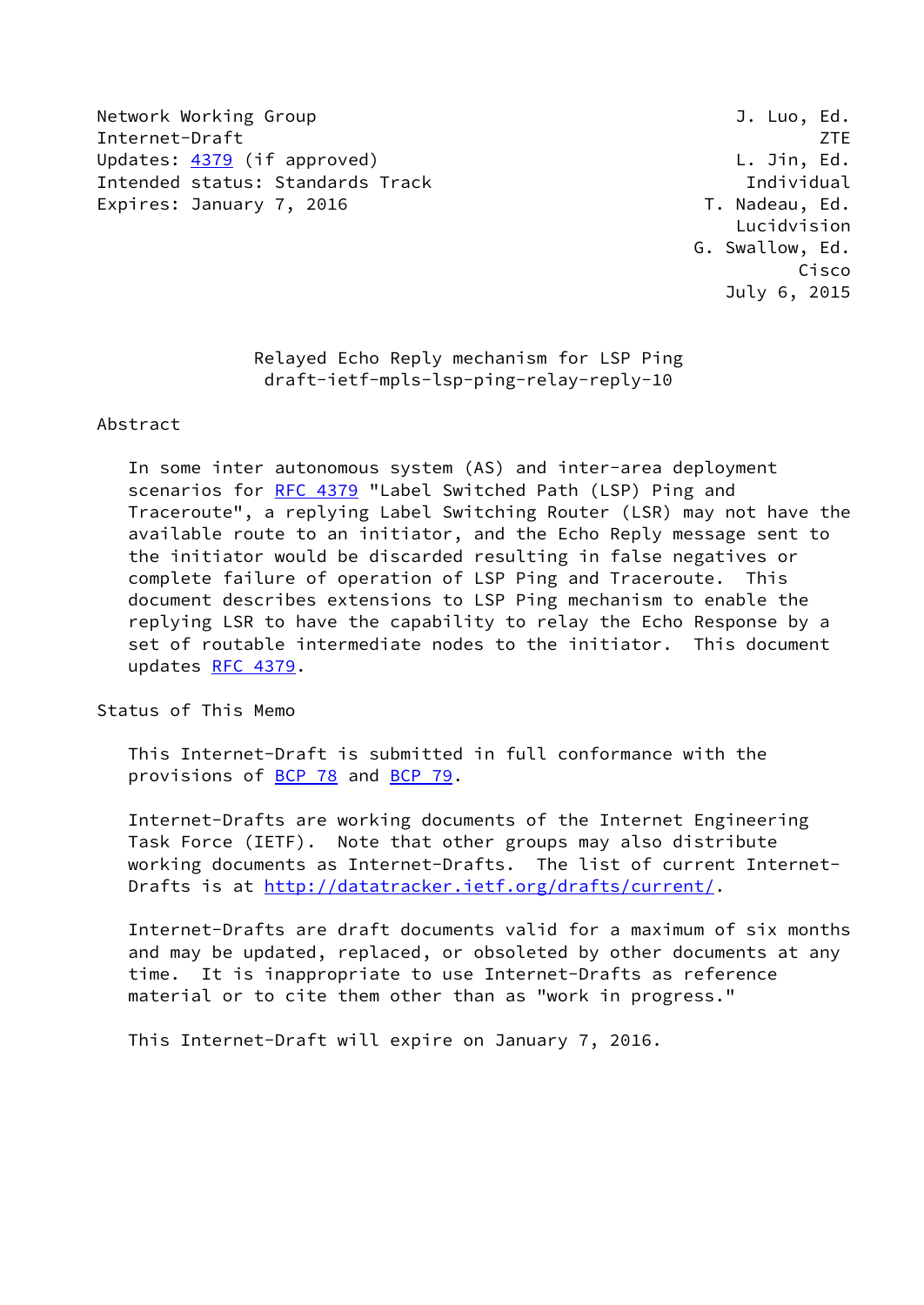Network Working Group J. Luo, Ed.
Internet-Draft ZTE
Updates: 4379 (if approved) L. Jin, Ed.
Intended status: Standards Track Individual
Expires: January 7, 2016 T. Nadeau, Ed.
Lucidvision
G. Swallow, Ed.
Cisco
July 6, 2015

# Relayed Echo Reply mechanism for LSP Ping
draft-ietf-mpls-lsp-ping-relay-reply-10

## Abstract

In some inter autonomous system (AS) and inter-area deployment scenarios for RFC 4379 "Label Switched Path (LSP) Ping and Traceroute", a replying Label Switching Router (LSR) may not have the available route to an initiator, and the Echo Reply message sent to the initiator would be discarded resulting in false negatives or complete failure of operation of LSP Ping and Traceroute. This document describes extensions to LSP Ping mechanism to enable the replying LSR to have the capability to relay the Echo Response by a set of routable intermediate nodes to the initiator. This document updates RFC 4379.

## Status of This Memo

This Internet-Draft is submitted in full conformance with the provisions of BCP 78 and BCP 79.

Internet-Drafts are working documents of the Internet Engineering Task Force (IETF). Note that other groups may also distribute working documents as Internet-Drafts. The list of current Internet-Drafts is at http://datatracker.ietf.org/drafts/current/.

Internet-Drafts are draft documents valid for a maximum of six months and may be updated, replaced, or obsoleted by other documents at any time. It is inappropriate to use Internet-Drafts as reference material or to cite them other than as "work in progress."

This Internet-Draft will expire on January 7, 2016.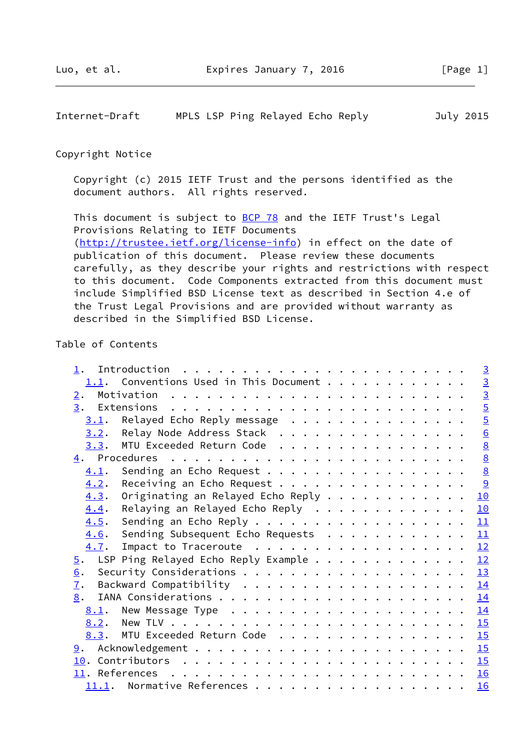## Copyright Notice

Copyright (c) 2015 IETF Trust and the persons identified as the document authors. All rights reserved.

This document is subject to BCP 78 and the IETF Trust's Legal Provisions Relating to IETF Documents (http://trustee.ietf.org/license-info) in effect on the date of publication of this document. Please review these documents carefully, as they describe your rights and restrictions with respect to this document. Code Components extracted from this document must include Simplified BSD License text as described in Section 4.e of the Trust Legal Provisions and are provided without warranty as described in the Simplified BSD License.

## Table of Contents

```
   1.  Introduction  . . . . . . . . . . . . . . . . . . . . . . . .   3
     1.1.  Conventions Used in This Document . . . . . . . . . . . .   3
   2.  Motivation  . . . . . . . . . . . . . . . . . . . . . . . . .   3
   3.  Extensions  . . . . . . . . . . . . . . . . . . . . . . . . .   5
     3.1.  Relayed Echo Reply message  . . . . . . . . . . . . . . .   5
     3.2.  Relay Node Address Stack  . . . . . . . . . . . . . . . .   6
     3.3.  MTU Exceeded Return Code  . . . . . . . . . . . . . . . .   8
   4.  Procedures  . . . . . . . . . . . . . . . . . . . . . . . . .   8
     4.1.  Sending an Echo Request . . . . . . . . . . . . . . . . .   8
     4.2.  Receiving an Echo Request . . . . . . . . . . . . . . . .   9
     4.3.  Originating an Relayed Echo Reply . . . . . . . . . . . .  10
     4.4.  Relaying an Relayed Echo Reply  . . . . . . . . . . . . .  10
     4.5.  Sending an Echo Reply . . . . . . . . . . . . . . . . . .  11
     4.6.  Sending Subsequent Echo Requests  . . . . . . . . . . . .  11
     4.7.  Impact to Traceroute  . . . . . . . . . . . . . . . . . .  12
   5.  LSP Ping Relayed Echo Reply Example . . . . . . . . . . . . .  12
   6.  Security Considerations . . . . . . . . . . . . . . . . . . .  13
   7.  Backward Compatibility  . . . . . . . . . . . . . . . . . . .  14
   8.  IANA Considerations . . . . . . . . . . . . . . . . . . . . .  14
     8.1.  New Message Type  . . . . . . . . . . . . . . . . . . . .  14
     8.2.  New TLV . . . . . . . . . . . . . . . . . . . . . . . . .  15
     8.3.  MTU Exceeded Return Code  . . . . . . . . . . . . . . . .  15
   9.  Acknowledgement . . . . . . . . . . . . . . . . . . . . . . .  15
   10. Contributors  . . . . . . . . . . . . . . . . . . . . . . . .  15
   11. References  . . . . . . . . . . . . . . . . . . . . . . . . .  16
     11.1.  Normative References . . . . . . . . . . . . . . . . . .  16
```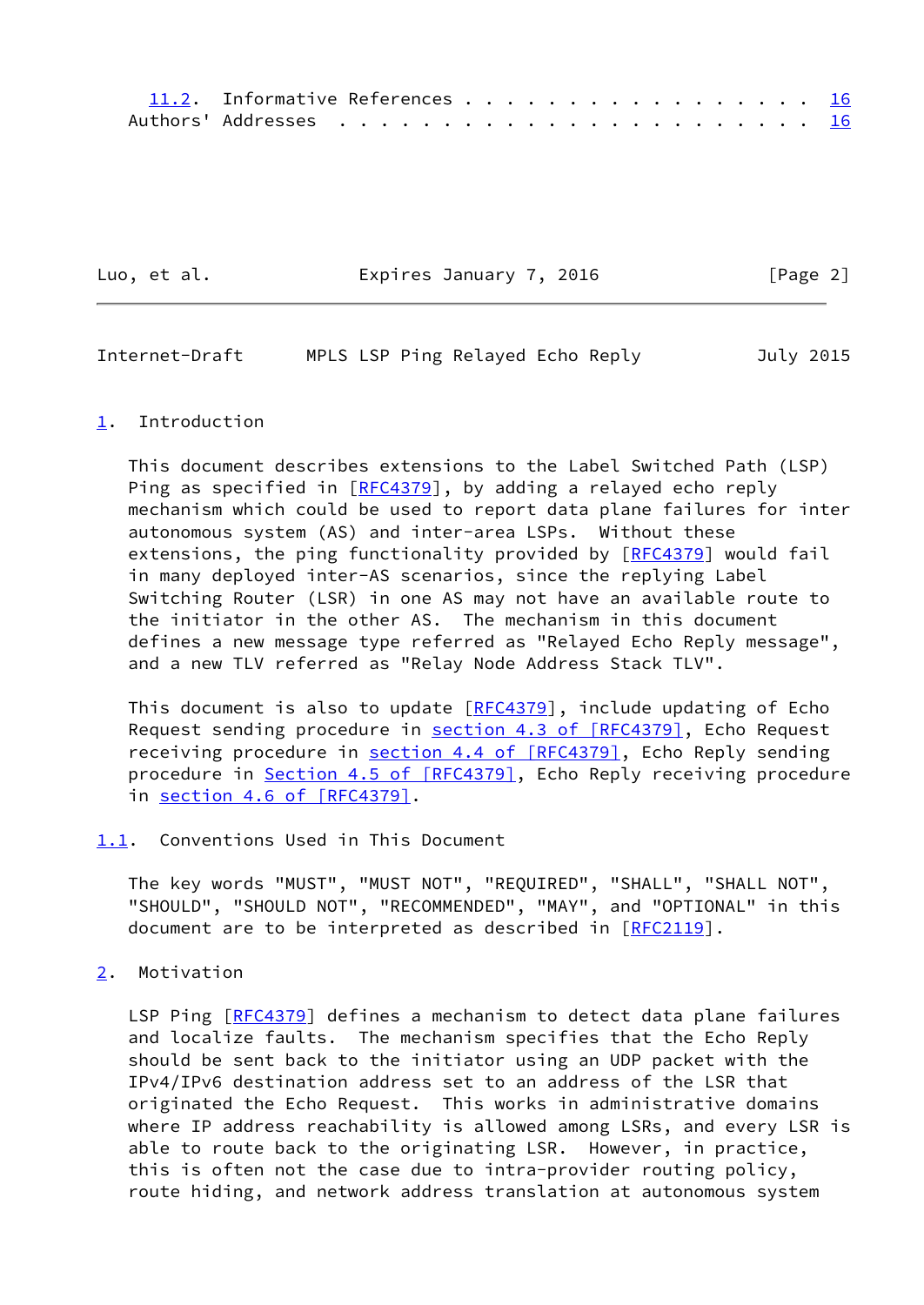11.2. Informative References . . . . . . . . . . . . . . . . . . 16
Authors' Addresses . . . . . . . . . . . . . . . . . . . . . . . 16

## 1. Introduction

This document describes extensions to the Label Switched Path (LSP) Ping as specified in [RFC4379], by adding a relayed echo reply mechanism which could be used to report data plane failures for inter autonomous system (AS) and inter-area LSPs. Without these extensions, the ping functionality provided by [RFC4379] would fail in many deployed inter-AS scenarios, since the replying Label Switching Router (LSR) in one AS may not have an available route to the initiator in the other AS. The mechanism in this document defines a new message type referred as "Relayed Echo Reply message", and a new TLV referred as "Relay Node Address Stack TLV".

This document is also to update [RFC4379], include updating of Echo Request sending procedure in section 4.3 of [RFC4379], Echo Request receiving procedure in section 4.4 of [RFC4379], Echo Reply sending procedure in Section 4.5 of [RFC4379], Echo Reply receiving procedure in section 4.6 of [RFC4379].

### 1.1. Conventions Used in This Document

The key words "MUST", "MUST NOT", "REQUIRED", "SHALL", "SHALL NOT", "SHOULD", "SHOULD NOT", "RECOMMENDED", "MAY", and "OPTIONAL" in this document are to be interpreted as described in [RFC2119].

## 2. Motivation

LSP Ping [RFC4379] defines a mechanism to detect data plane failures and localize faults. The mechanism specifies that the Echo Reply should be sent back to the initiator using an UDP packet with the IPv4/IPv6 destination address set to an address of the LSR that originated the Echo Request. This works in administrative domains where IP address reachability is allowed among LSRs, and every LSR is able to route back to the originating LSR. However, in practice, this is often not the case due to intra-provider routing policy, route hiding, and network address translation at autonomous system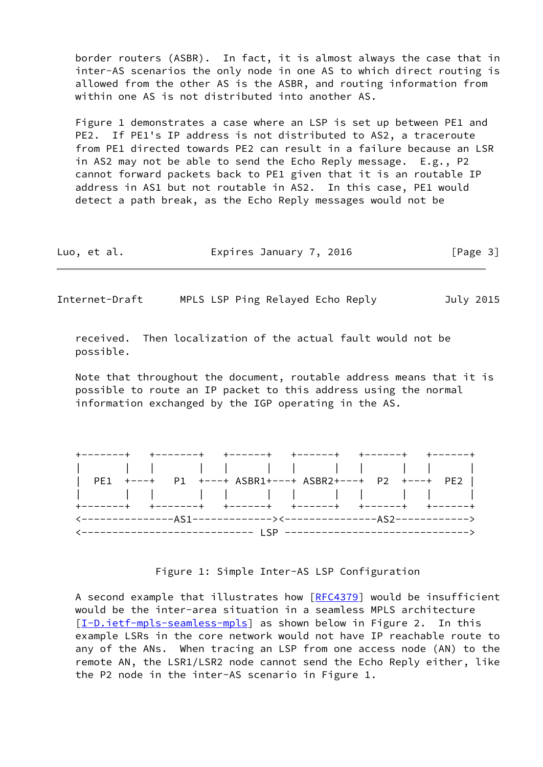border routers (ASBR). In fact, it is almost always the case that in inter-AS scenarios the only node in one AS to which direct routing is allowed from the other AS is the ASBR, and routing information from within one AS is not distributed into another AS.

Figure 1 demonstrates a case where an LSP is set up between PE1 and PE2. If PE1's IP address is not distributed to AS2, a traceroute from PE1 directed towards PE2 can result in a failure because an LSR in AS2 may not be able to send the Echo Reply message. E.g., P2 cannot forward packets back to PE1 given that it is an routable IP address in AS1 but not routable in AS2. In this case, PE1 would detect a path break, as the Echo Reply messages would not be received. Then localization of the actual fault would not be possible.

Note that throughout the document, routable address means that it is possible to route an IP packet to this address using the normal information exchanged by the IGP operating in the AS.

```
+--------+   +--------+   +-------+   +-------+   +-------+   +-------+
|        |   |        |   |       |   |       |   |       |   |       |
|  PE1   +---+   P1   +---+ ASBR1+---+ ASBR2+---+   P2  +---+  PE2  |
|        |   |        |   |       |   |       |   |       |   |       |
+--------+   +--------+   +-------+   +-------+   +-------+   +-------+
<---------------AS1-------------><---------------AS2------------>
<---------------------------- LSP ------------------------------>
```

Figure 1: Simple Inter-AS LSP Configuration

A second example that illustrates how [RFC4379] would be insufficient would be the inter-area situation in a seamless MPLS architecture [I-D.ietf-mpls-seamless-mpls] as shown below in Figure 2. In this example LSRs in the core network would not have IP reachable route to any of the ANs. When tracing an LSP from one access node (AN) to the remote AN, the LSR1/LSR2 node cannot send the Echo Reply either, like the P2 node in the inter-AS scenario in Figure 1.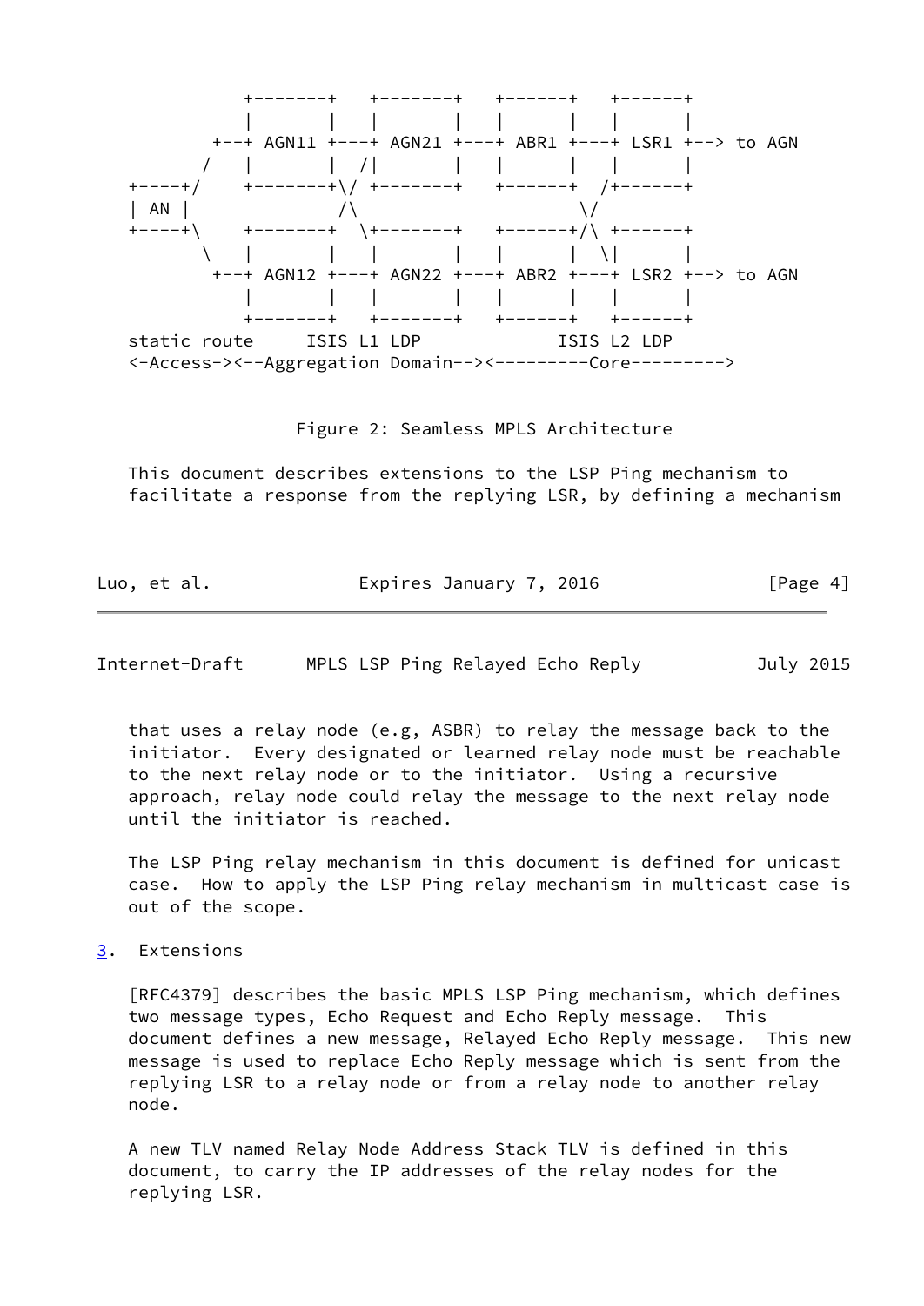```
             +-------+   +-------+   +------+   +------+
             |       |   |       |   |      |   |      |
          +--+ AGN11 +---+ AGN21 +---+ ABR1 +---+ LSR1 +--> to AGN
         /   |       |  /|       |   |      |   |      |
   +----+/   +-------+\/ +-------+   +------+  /+------+
   | AN |             /\                      \/
   +----+\   +-------+  \+-------+   +------+/\ +------+
         \   |       |   |       |   |      |  \|      |
          +--+ AGN12 +---+ AGN22 +---+ ABR2 +---+ LSR2 +--> to AGN
             |       |   |       |   |      |   |      |
             +-------+   +-------+   +------+   +------+
   static route     ISIS L1 LDP            ISIS L2 LDP
   <-Access-><--Aggregation Domain--><---------Core--------->
```

Figure 2: Seamless MPLS Architecture

This document describes extensions to the LSP Ping mechanism to facilitate a response from the replying LSR, by defining a mechanism that uses a relay node (e.g, ASBR) to relay the message back to the initiator. Every designated or learned relay node must be reachable to the next relay node or to the initiator. Using a recursive approach, relay node could relay the message to the next relay node until the initiator is reached.

The LSP Ping relay mechanism in this document is defined for unicast case. How to apply the LSP Ping relay mechanism in multicast case is out of the scope.

## 3. Extensions

[RFC4379] describes the basic MPLS LSP Ping mechanism, which defines two message types, Echo Request and Echo Reply message. This document defines a new message, Relayed Echo Reply message. This new message is used to replace Echo Reply message which is sent from the replying LSR to a relay node or from a relay node to another relay node.

A new TLV named Relay Node Address Stack TLV is defined in this document, to carry the IP addresses of the relay nodes for the replying LSR.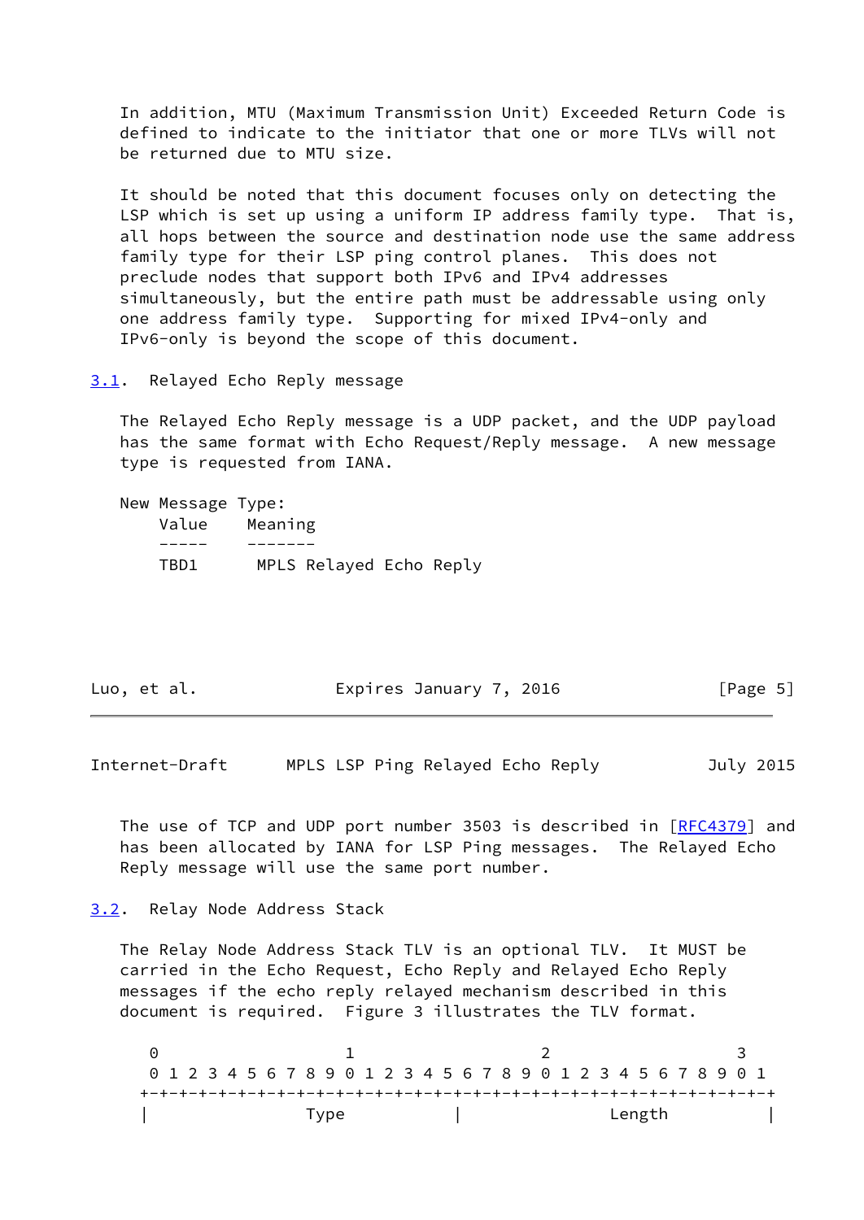In addition, MTU (Maximum Transmission Unit) Exceeded Return Code is defined to indicate to the initiator that one or more TLVs will not be returned due to MTU size.

It should be noted that this document focuses only on detecting the LSP which is set up using a uniform IP address family type. That is, all hops between the source and destination node use the same address family type for their LSP ping control planes. This does not preclude nodes that support both IPv6 and IPv4 addresses simultaneously, but the entire path must be addressable using only one address family type. Supporting for mixed IPv4-only and IPv6-only is beyond the scope of this document.

## 3.1. Relayed Echo Reply message

The Relayed Echo Reply message is a UDP packet, and the UDP payload has the same format with Echo Request/Reply message. A new message type is requested from IANA.

```
New Message Type:
    Value    Meaning
    -----    -------
    TBD1      MPLS Relayed Echo Reply
```

The use of TCP and UDP port number 3503 is described in [RFC4379] and has been allocated by IANA for LSP Ping messages. The Relayed Echo Reply message will use the same port number.

## 3.2. Relay Node Address Stack

The Relay Node Address Stack TLV is an optional TLV. It MUST be carried in the Echo Request, Echo Reply and Relayed Echo Reply messages if the echo reply relayed mechanism described in this document is required. Figure 3 illustrates the TLV format.

```
 0                   1                   2                   3
 0 1 2 3 4 5 6 7 8 9 0 1 2 3 4 5 6 7 8 9 0 1 2 3 4 5 6 7 8 9 0 1
+-+-+-+-+-+-+-+-+-+-+-+-+-+-+-+-+-+-+-+-+-+-+-+-+-+-+-+-+-+-+-+-+
|             Type              |             Length            |
```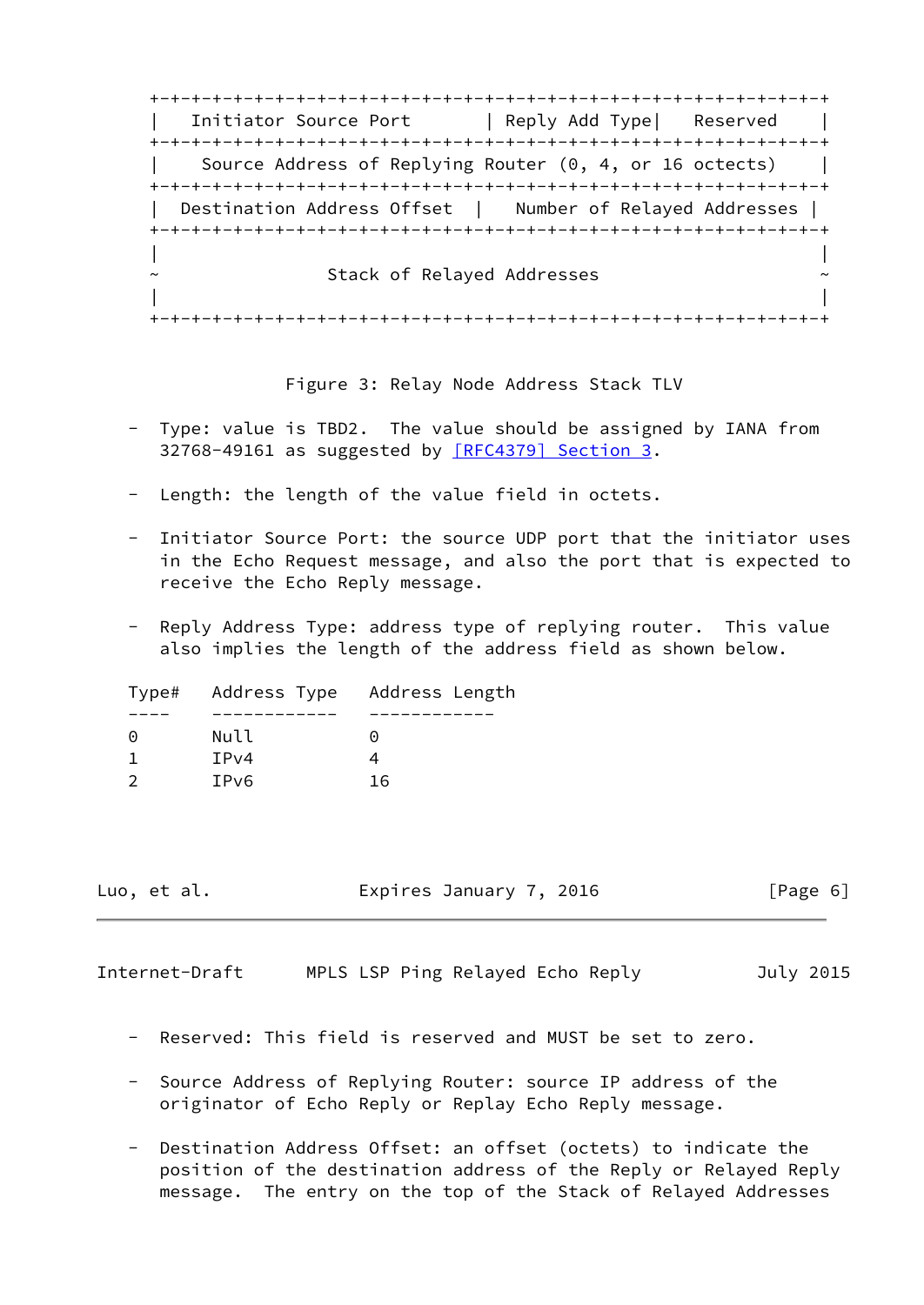```
+-+-+-+-+-+-+-+-+-+-+-+-+-+-+-+-+-+-+-+-+-+-+-+-+-+-+-+-+-+-+-+-+
|   Initiator Source Port       | Reply Add Type|   Reserved    |
+-+-+-+-+-+-+-+-+-+-+-+-+-+-+-+-+-+-+-+-+-+-+-+-+-+-+-+-+-+-+-+-+
|    Source Address of Replying Router (0, 4, or 16 octects)    |
+-+-+-+-+-+-+-+-+-+-+-+-+-+-+-+-+-+-+-+-+-+-+-+-+-+-+-+-+-+-+-+-+
|  Destination Address Offset  |   Number of Relayed Addresses |
+-+-+-+-+-+-+-+-+-+-+-+-+-+-+-+-+-+-+-+-+-+-+-+-+-+-+-+-+-+-+-+-+
|                                                               |
~                 Stack of Relayed Addresses                    ~
|                                                               |
+-+-+-+-+-+-+-+-+-+-+-+-+-+-+-+-+-+-+-+-+-+-+-+-+-+-+-+-+-+-+-+-+
```

Figure 3: Relay Node Address Stack TLV

- Type: value is TBD2. The value should be assigned by IANA from 32768-49161 as suggested by [RFC4379] Section 3.

- Length: the length of the value field in octets.

- Initiator Source Port: the source UDP port that the initiator uses in the Echo Request message, and also the port that is expected to receive the Echo Reply message.

- Reply Address Type: address type of replying router. This value also implies the length of the address field as shown below.

| Type# | Address Type | Address Length |
|---|---|---|
| 0 | Null | 0 |
| 1 | IPv4 | 4 |
| 2 | IPv6 | 16 |

- Reserved: This field is reserved and MUST be set to zero.

- Source Address of Replying Router: source IP address of the originator of Echo Reply or Replay Echo Reply message.

- Destination Address Offset: an offset (octets) to indicate the position of the destination address of the Reply or Relayed Reply message. The entry on the top of the Stack of Relayed Addresses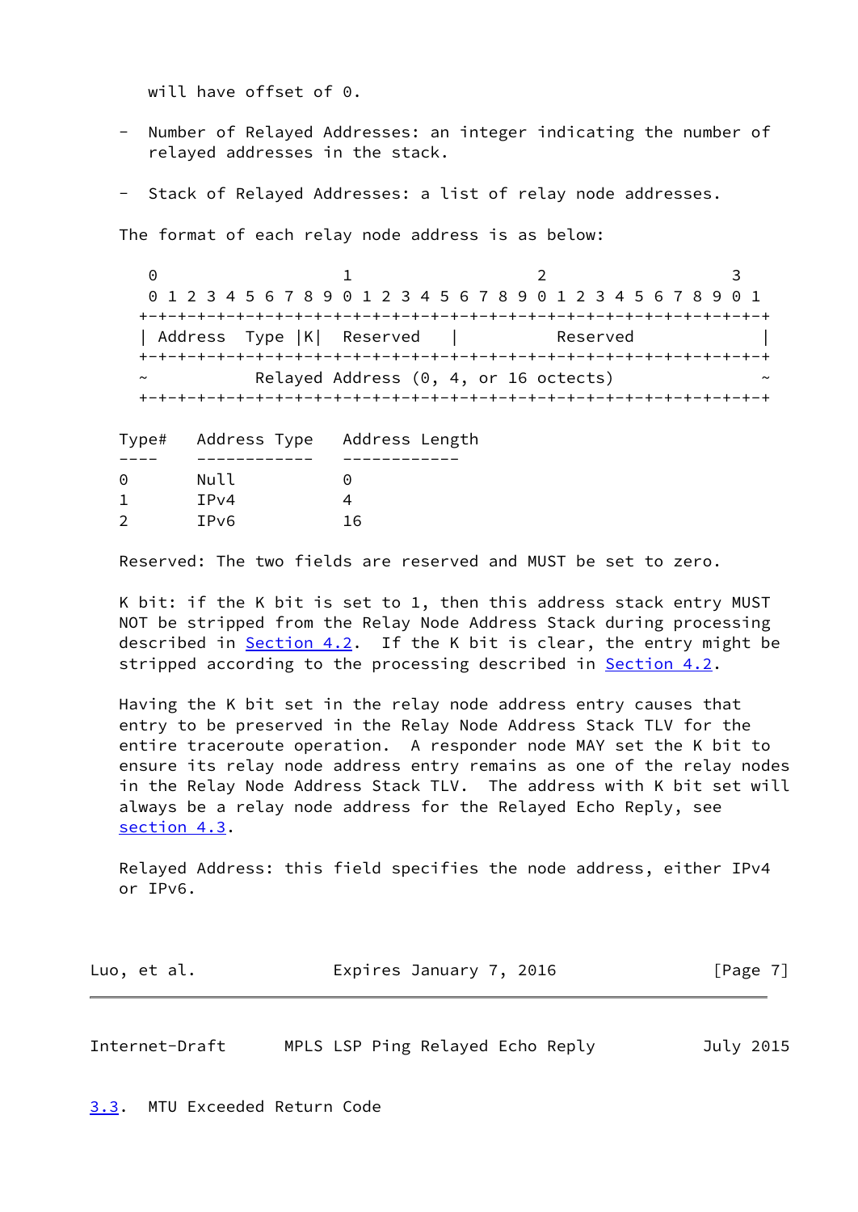will have offset of 0.

- Number of Relayed Addresses: an integer indicating the number of relayed addresses in the stack.

- Stack of Relayed Addresses: a list of relay node addresses.

The format of each relay node address is as below:

```
 0                   1                   2                   3
 0 1 2 3 4 5 6 7 8 9 0 1 2 3 4 5 6 7 8 9 0 1 2 3 4 5 6 7 8 9 0 1
+-+-+-+-+-+-+-+-+-+-+-+-+-+-+-+-+-+-+-+-+-+-+-+-+-+-+-+-+-+-+-+-+
| Address  Type |K|  Reserved    |          Reserved             |
+-+-+-+-+-+-+-+-+-+-+-+-+-+-+-+-+-+-+-+-+-+-+-+-+-+-+-+-+-+-+-+-+
~           Relayed Address (0, 4, or 16 octects)               ~
+-+-+-+-+-+-+-+-+-+-+-+-+-+-+-+-+-+-+-+-+-+-+-+-+-+-+-+-+-+-+-+-+
```

| Type# | Address Type | Address Length |
|---|---|---|
| 0 | Null | 0 |
| 1 | IPv4 | 4 |
| 2 | IPv6 | 16 |

Reserved: The two fields are reserved and MUST be set to zero.

K bit: if the K bit is set to 1, then this address stack entry MUST NOT be stripped from the Relay Node Address Stack during processing described in Section 4.2. If the K bit is clear, the entry might be stripped according to the processing described in Section 4.2.

Having the K bit set in the relay node address entry causes that entry to be preserved in the Relay Node Address Stack TLV for the entire traceroute operation. A responder node MAY set the K bit to ensure its relay node address entry remains as one of the relay nodes in the Relay Node Address Stack TLV. The address with K bit set will always be a relay node address for the Relayed Echo Reply, see section 4.3.

Relayed Address: this field specifies the node address, either IPv4 or IPv6.

### 3.3. MTU Exceeded Return Code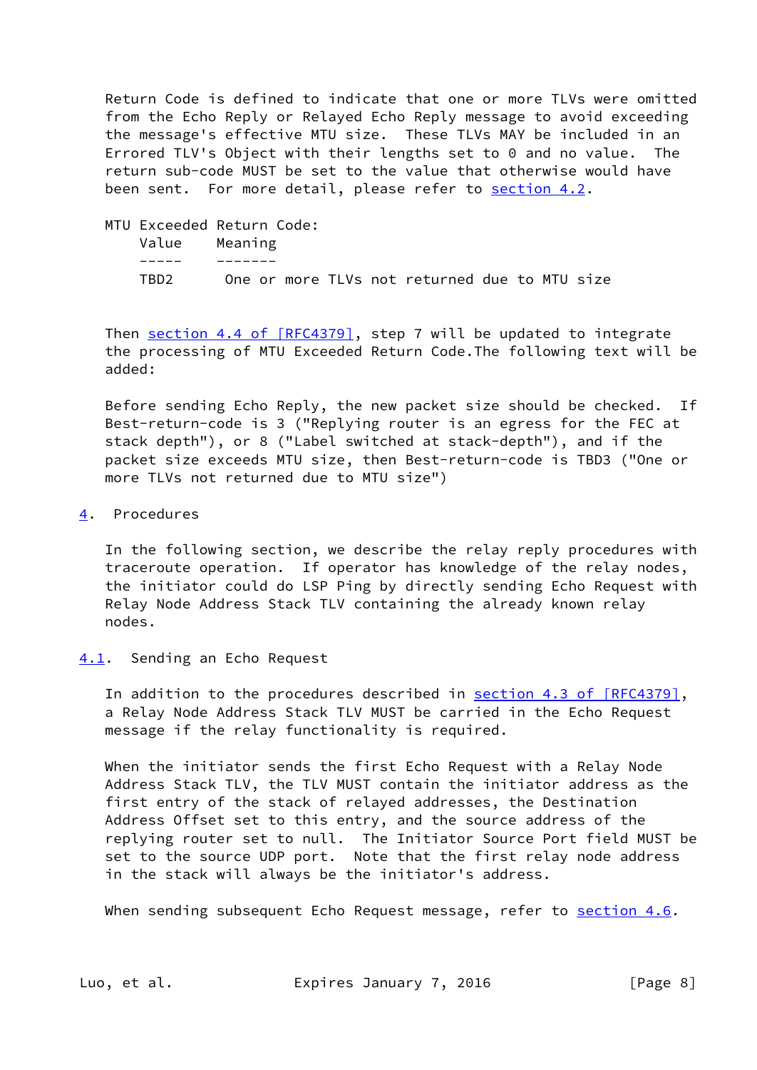Return Code is defined to indicate that one or more TLVs were omitted from the Echo Reply or Relayed Echo Reply message to avoid exceeding the message's effective MTU size. These TLVs MAY be included in an Errored TLV's Object with their lengths set to 0 and no value. The return sub-code MUST be set to the value that otherwise would have been sent. For more detail, please refer to section 4.2.

MTU Exceeded Return Code:

| Value | Meaning |
| --- | --- |
| TBD2 | One or more TLVs not returned due to MTU size |

Then section 4.4 of [RFC4379], step 7 will be updated to integrate the processing of MTU Exceeded Return Code.The following text will be added:

Before sending Echo Reply, the new packet size should be checked. If Best-return-code is 3 ("Replying router is an egress for the FEC at stack depth"), or 8 ("Label switched at stack-depth"), and if the packet size exceeds MTU size, then Best-return-code is TBD3 ("One or more TLVs not returned due to MTU size")

## 4. Procedures

In the following section, we describe the relay reply procedures with traceroute operation. If operator has knowledge of the relay nodes, the initiator could do LSP Ping by directly sending Echo Request with Relay Node Address Stack TLV containing the already known relay nodes.

### 4.1. Sending an Echo Request

In addition to the procedures described in section 4.3 of [RFC4379], a Relay Node Address Stack TLV MUST be carried in the Echo Request message if the relay functionality is required.

When the initiator sends the first Echo Request with a Relay Node Address Stack TLV, the TLV MUST contain the initiator address as the first entry of the stack of relayed addresses, the Destination Address Offset set to this entry, and the source address of the replying router set to null. The Initiator Source Port field MUST be set to the source UDP port. Note that the first relay node address in the stack will always be the initiator's address.

When sending subsequent Echo Request message, refer to section 4.6.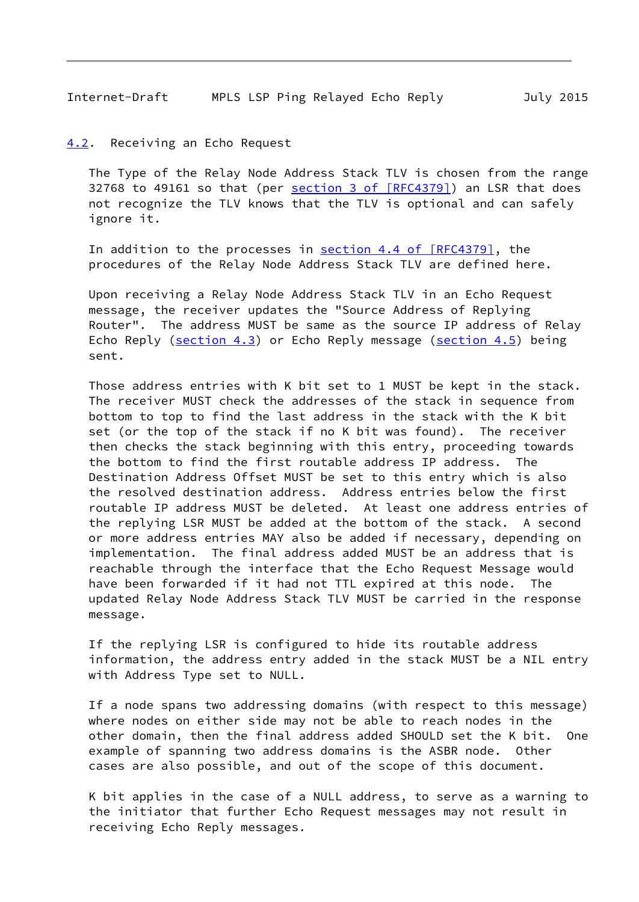### 4.2. Receiving an Echo Request

The Type of the Relay Node Address Stack TLV is chosen from the range 32768 to 49161 so that (per section 3 of [RFC4379]) an LSR that does not recognize the TLV knows that the TLV is optional and can safely ignore it.

In addition to the processes in section 4.4 of [RFC4379], the procedures of the Relay Node Address Stack TLV are defined here.

Upon receiving a Relay Node Address Stack TLV in an Echo Request message, the receiver updates the "Source Address of Replying Router". The address MUST be same as the source IP address of Relay Echo Reply (section 4.3) or Echo Reply message (section 4.5) being sent.

Those address entries with K bit set to 1 MUST be kept in the stack. The receiver MUST check the addresses of the stack in sequence from bottom to top to find the last address in the stack with the K bit set (or the top of the stack if no K bit was found). The receiver then checks the stack beginning with this entry, proceeding towards the bottom to find the first routable address IP address. The Destination Address Offset MUST be set to this entry which is also the resolved destination address. Address entries below the first routable IP address MUST be deleted. At least one address entries of the replying LSR MUST be added at the bottom of the stack. A second or more address entries MAY also be added if necessary, depending on implementation. The final address added MUST be an address that is reachable through the interface that the Echo Request Message would have been forwarded if it had not TTL expired at this node. The updated Relay Node Address Stack TLV MUST be carried in the response message.

If the replying LSR is configured to hide its routable address information, the address entry added in the stack MUST be a NIL entry with Address Type set to NULL.

If a node spans two addressing domains (with respect to this message) where nodes on either side may not be able to reach nodes in the other domain, then the final address added SHOULD set the K bit. One example of spanning two address domains is the ASBR node. Other cases are also possible, and out of the scope of this document.

K bit applies in the case of a NULL address, to serve as a warning to the initiator that further Echo Request messages may not result in receiving Echo Reply messages.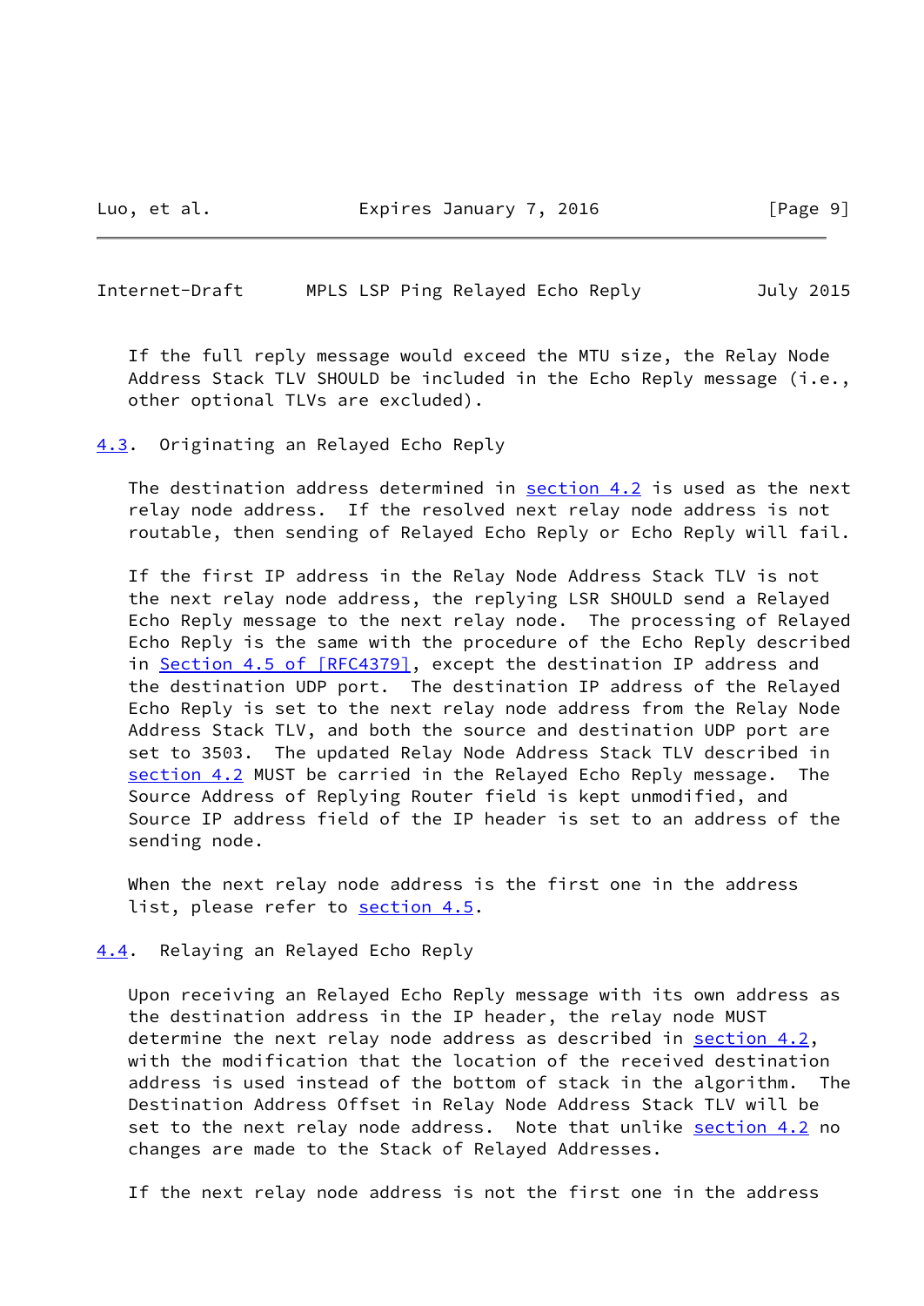If the full reply message would exceed the MTU size, the Relay Node Address Stack TLV SHOULD be included in the Echo Reply message (i.e., other optional TLVs are excluded).

### 4.3. Originating an Relayed Echo Reply

The destination address determined in section 4.2 is used as the next relay node address. If the resolved next relay node address is not routable, then sending of Relayed Echo Reply or Echo Reply will fail.

If the first IP address in the Relay Node Address Stack TLV is not the next relay node address, the replying LSR SHOULD send a Relayed Echo Reply message to the next relay node. The processing of Relayed Echo Reply is the same with the procedure of the Echo Reply described in Section 4.5 of [RFC4379], except the destination IP address and the destination UDP port. The destination IP address of the Relayed Echo Reply is set to the next relay node address from the Relay Node Address Stack TLV, and both the source and destination UDP port are set to 3503. The updated Relay Node Address Stack TLV described in section 4.2 MUST be carried in the Relayed Echo Reply message. The Source Address of Replying Router field is kept unmodified, and Source IP address field of the IP header is set to an address of the sending node.

When the next relay node address is the first one in the address list, please refer to section 4.5.

### 4.4. Relaying an Relayed Echo Reply

Upon receiving an Relayed Echo Reply message with its own address as the destination address in the IP header, the relay node MUST determine the next relay node address as described in section 4.2, with the modification that the location of the received destination address is used instead of the bottom of stack in the algorithm. The Destination Address Offset in Relay Node Address Stack TLV will be set to the next relay node address. Note that unlike section 4.2 no changes are made to the Stack of Relayed Addresses.

If the next relay node address is not the first one in the address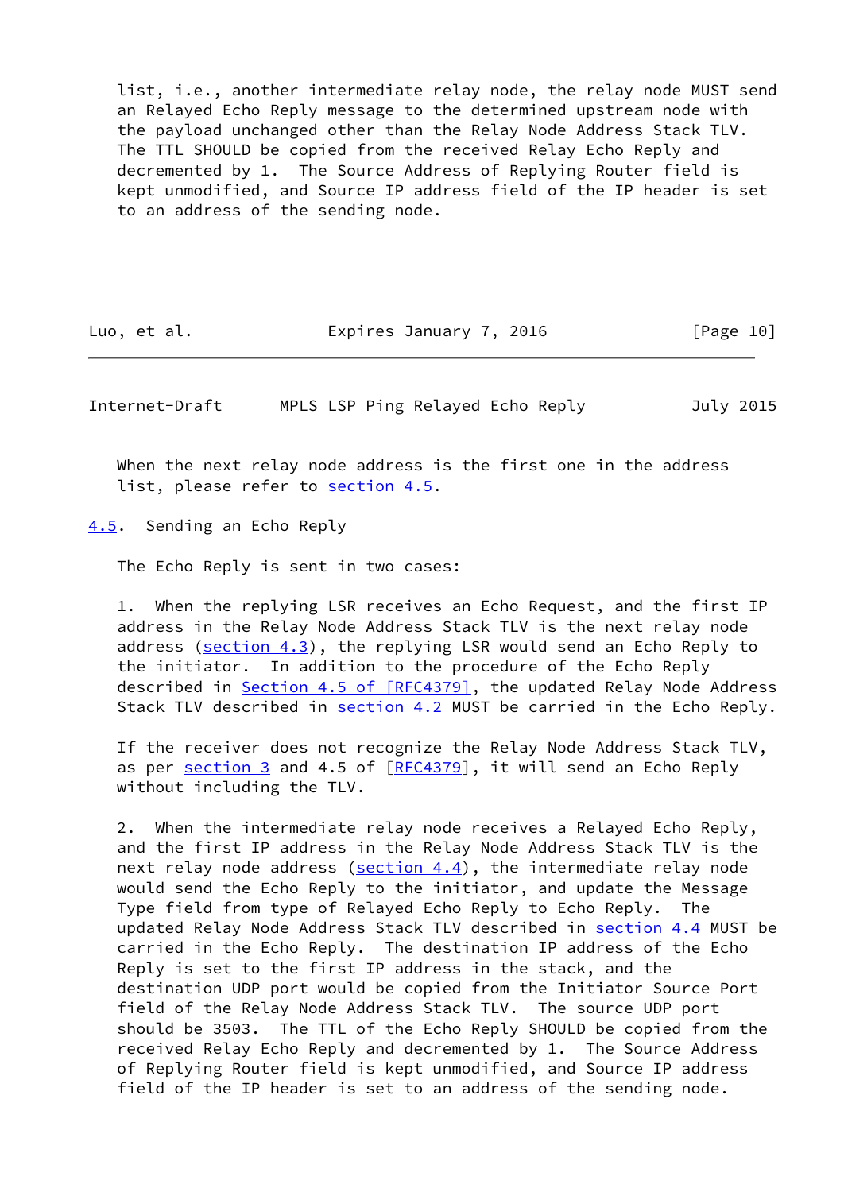list, i.e., another intermediate relay node, the relay node MUST send an Relayed Echo Reply message to the determined upstream node with the payload unchanged other than the Relay Node Address Stack TLV. The TTL SHOULD be copied from the received Relay Echo Reply and decremented by 1. The Source Address of Replying Router field is kept unmodified, and Source IP address field of the IP header is set to an address of the sending node.

When the next relay node address is the first one in the address list, please refer to section 4.5.

## 4.5. Sending an Echo Reply

The Echo Reply is sent in two cases:

1. When the replying LSR receives an Echo Request, and the first IP address in the Relay Node Address Stack TLV is the next relay node address (section 4.3), the replying LSR would send an Echo Reply to the initiator. In addition to the procedure of the Echo Reply described in Section 4.5 of [RFC4379], the updated Relay Node Address Stack TLV described in section 4.2 MUST be carried in the Echo Reply.

   If the receiver does not recognize the Relay Node Address Stack TLV, as per section 3 and 4.5 of [RFC4379], it will send an Echo Reply without including the TLV.

2. When the intermediate relay node receives a Relayed Echo Reply, and the first IP address in the Relay Node Address Stack TLV is the next relay node address (section 4.4), the intermediate relay node would send the Echo Reply to the initiator, and update the Message Type field from type of Relayed Echo Reply to Echo Reply. The updated Relay Node Address Stack TLV described in section 4.4 MUST be carried in the Echo Reply. The destination IP address of the Echo Reply is set to the first IP address in the stack, and the destination UDP port would be copied from the Initiator Source Port field of the Relay Node Address Stack TLV. The source UDP port should be 3503. The TTL of the Echo Reply SHOULD be copied from the received Relay Echo Reply and decremented by 1. The Source Address of Replying Router field is kept unmodified, and Source IP address field of the IP header is set to an address of the sending node.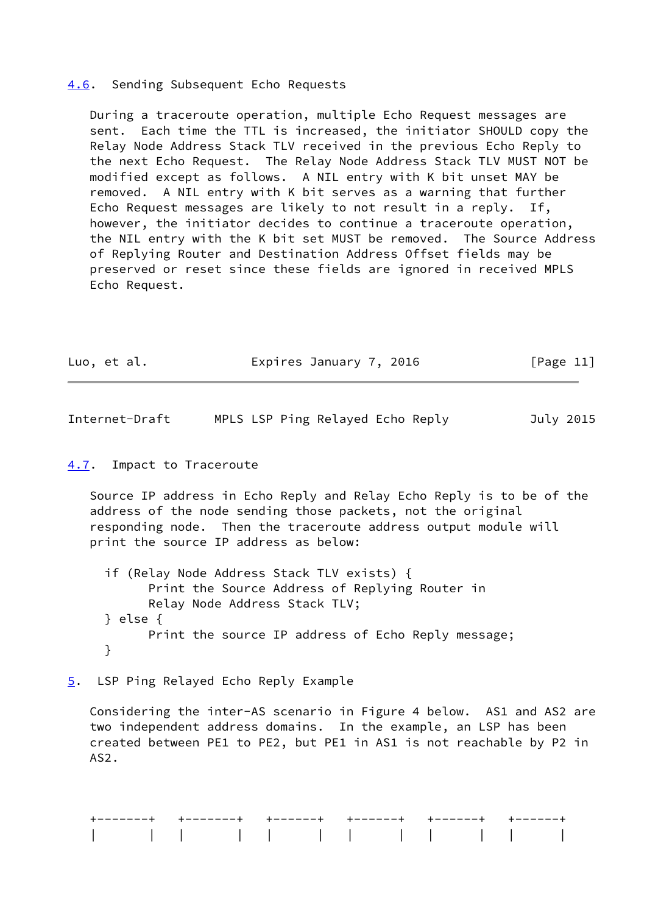### 4.6. Sending Subsequent Echo Requests

During a traceroute operation, multiple Echo Request messages are sent. Each time the TTL is increased, the initiator SHOULD copy the Relay Node Address Stack TLV received in the previous Echo Reply to the next Echo Request. The Relay Node Address Stack TLV MUST NOT be modified except as follows. A NIL entry with K bit unset MAY be removed. A NIL entry with K bit serves as a warning that further Echo Request messages are likely to not result in a reply. If, however, the initiator decides to continue a traceroute operation, the NIL entry with the K bit set MUST be removed. The Source Address of Replying Router and Destination Address Offset fields may be preserved or reset since these fields are ignored in received MPLS Echo Request.

### 4.7. Impact to Traceroute

Source IP address in Echo Reply and Relay Echo Reply is to be of the address of the node sending those packets, not the original responding node. Then the traceroute address output module will print the source IP address as below:

```
  if (Relay Node Address Stack TLV exists) {
        Print the Source Address of Replying Router in
        Relay Node Address Stack TLV;
  } else {
        Print the source IP address of Echo Reply message;
  }
```

## 5. LSP Ping Relayed Echo Reply Example

Considering the inter-AS scenario in Figure 4 below. AS1 and AS2 are two independent address domains. In the example, an LSP has been created between PE1 to PE2, but PE1 in AS1 is not reachable by P2 in AS2.

```
+--------+   +--------+   +-------+   +-------+   +-------+   +-------+
|        |   |        |   |       |   |       |   |       |   |       |
```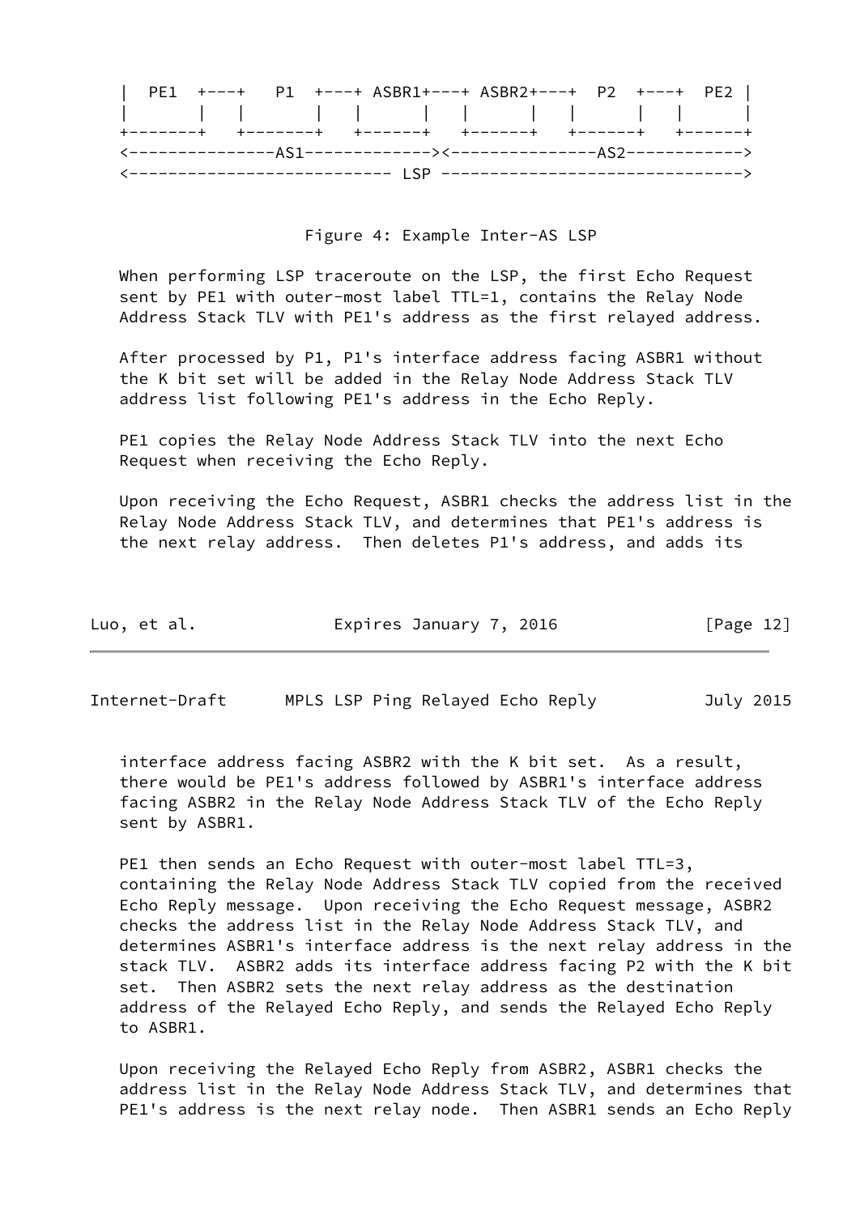```
|  PE1  +---+   P1  +---+ ASBR1+---+ ASBR2+---+  P2  +---+  PE2 |
|       |   |       |   |      |   |      |   |      |   |      |
+-------+   +-------+   +------+   +------+   +------+   +------+
<---------------AS1------------><---------------AS2----------->
<-------------------------- LSP ------------------------------>
```

Figure 4: Example Inter-AS LSP

When performing LSP traceroute on the LSP, the first Echo Request sent by PE1 with outer-most label TTL=1, contains the Relay Node Address Stack TLV with PE1's address as the first relayed address.

After processed by P1, P1's interface address facing ASBR1 without the K bit set will be added in the Relay Node Address Stack TLV address list following PE1's address in the Echo Reply.

PE1 copies the Relay Node Address Stack TLV into the next Echo Request when receiving the Echo Reply.

Upon receiving the Echo Request, ASBR1 checks the address list in the Relay Node Address Stack TLV, and determines that PE1's address is the next relay address. Then deletes P1's address, and adds its interface address facing ASBR2 with the K bit set. As a result, there would be PE1's address followed by ASBR1's interface address facing ASBR2 in the Relay Node Address Stack TLV of the Echo Reply sent by ASBR1.

PE1 then sends an Echo Request with outer-most label TTL=3, containing the Relay Node Address Stack TLV copied from the received Echo Reply message. Upon receiving the Echo Request message, ASBR2 checks the address list in the Relay Node Address Stack TLV, and determines ASBR1's interface address is the next relay address in the stack TLV. ASBR2 adds its interface address facing P2 with the K bit set. Then ASBR2 sets the next relay address as the destination address of the Relayed Echo Reply, and sends the Relayed Echo Reply to ASBR1.

Upon receiving the Relayed Echo Reply from ASBR2, ASBR1 checks the address list in the Relay Node Address Stack TLV, and determines that PE1's address is the next relay node. Then ASBR1 sends an Echo Reply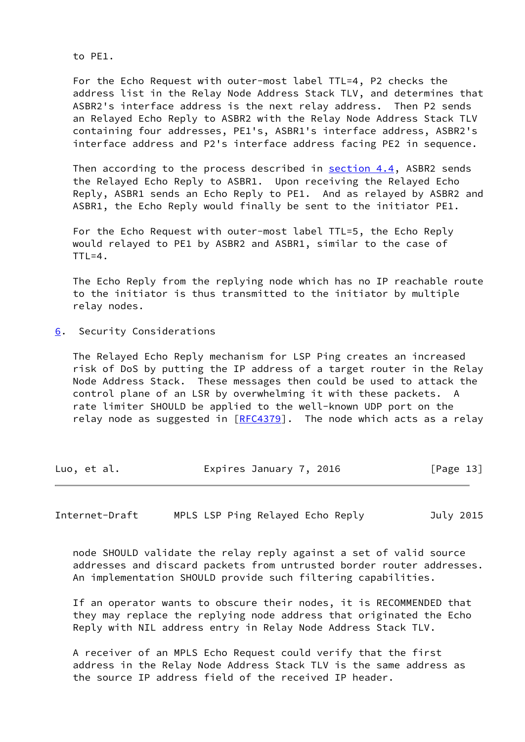to PE1.

For the Echo Request with outer-most label TTL=4, P2 checks the address list in the Relay Node Address Stack TLV, and determines that ASBR2's interface address is the next relay address. Then P2 sends an Relayed Echo Reply to ASBR2 with the Relay Node Address Stack TLV containing four addresses, PE1's, ASBR1's interface address, ASBR2's interface address and P2's interface address facing PE2 in sequence.

Then according to the process described in section 4.4, ASBR2 sends the Relayed Echo Reply to ASBR1. Upon receiving the Relayed Echo Reply, ASBR1 sends an Echo Reply to PE1. And as relayed by ASBR2 and ASBR1, the Echo Reply would finally be sent to the initiator PE1.

For the Echo Request with outer-most label TTL=5, the Echo Reply would relayed to PE1 by ASBR2 and ASBR1, similar to the case of TTL=4.

The Echo Reply from the replying node which has no IP reachable route to the initiator is thus transmitted to the initiator by multiple relay nodes.

## 6. Security Considerations

The Relayed Echo Reply mechanism for LSP Ping creates an increased risk of DoS by putting the IP address of a target router in the Relay Node Address Stack. These messages then could be used to attack the control plane of an LSR by overwhelming it with these packets. A rate limiter SHOULD be applied to the well-known UDP port on the relay node as suggested in [RFC4379]. The node which acts as a relay node SHOULD validate the relay reply against a set of valid source addresses and discard packets from untrusted border router addresses. An implementation SHOULD provide such filtering capabilities.

If an operator wants to obscure their nodes, it is RECOMMENDED that they may replace the replying node address that originated the Echo Reply with NIL address entry in Relay Node Address Stack TLV.

A receiver of an MPLS Echo Request could verify that the first address in the Relay Node Address Stack TLV is the same address as the source IP address field of the received IP header.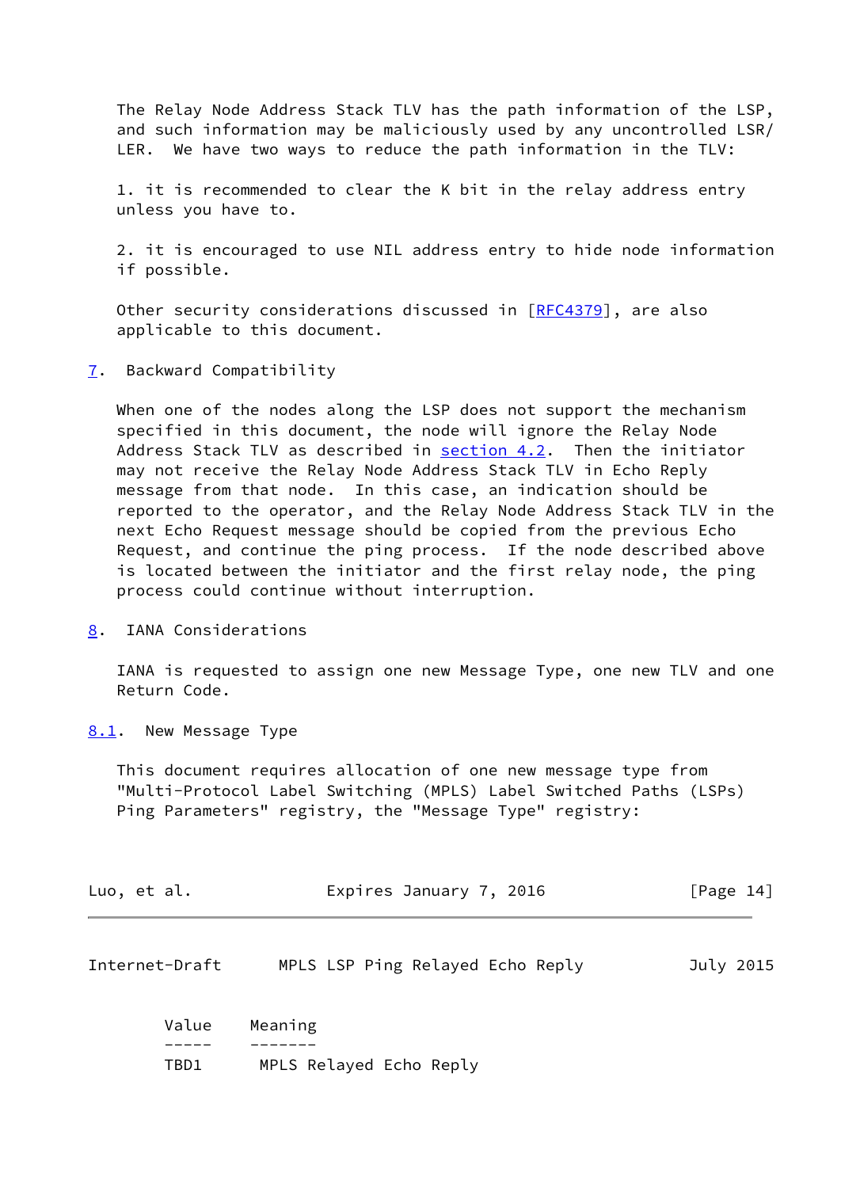The Relay Node Address Stack TLV has the path information of the LSP, and such information may be maliciously used by any uncontrolled LSR/LER. We have two ways to reduce the path information in the TLV:

1. it is recommended to clear the K bit in the relay address entry unless you have to.

2. it is encouraged to use NIL address entry to hide node information if possible.

Other security considerations discussed in [RFC4379], are also applicable to this document.

## 7. Backward Compatibility

When one of the nodes along the LSP does not support the mechanism specified in this document, the node will ignore the Relay Node Address Stack TLV as described in section 4.2. Then the initiator may not receive the Relay Node Address Stack TLV in Echo Reply message from that node. In this case, an indication should be reported to the operator, and the Relay Node Address Stack TLV in the next Echo Request message should be copied from the previous Echo Request, and continue the ping process. If the node described above is located between the initiator and the first relay node, the ping process could continue without interruption.

## 8. IANA Considerations

IANA is requested to assign one new Message Type, one new TLV and one Return Code.

### 8.1. New Message Type

This document requires allocation of one new message type from "Multi-Protocol Label Switching (MPLS) Label Switched Paths (LSPs) Ping Parameters" registry, the "Message Type" registry:

| Value | Meaning |
|---|---|
| TBD1 | MPLS Relayed Echo Reply |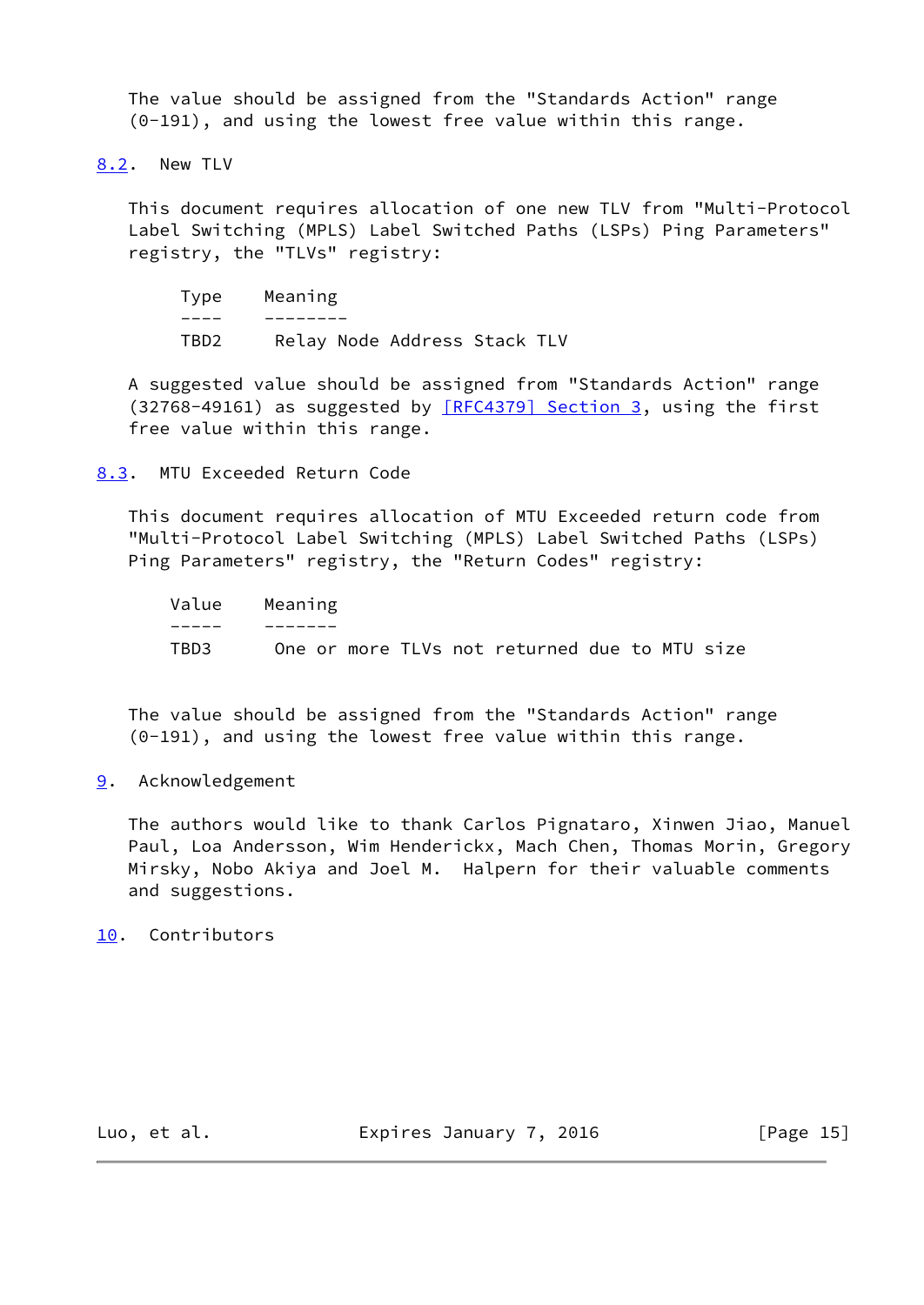The value should be assigned from the "Standards Action" range (0-191), and using the lowest free value within this range.

### 8.2. New TLV

This document requires allocation of one new TLV from "Multi-Protocol Label Switching (MPLS) Label Switched Paths (LSPs) Ping Parameters" registry, the "TLVs" registry:

| Type | Meaning |
| --- | --- |
| TBD2 | Relay Node Address Stack TLV |

A suggested value should be assigned from "Standards Action" range (32768-49161) as suggested by [RFC4379] Section 3, using the first free value within this range.

### 8.3. MTU Exceeded Return Code

This document requires allocation of MTU Exceeded return code from "Multi-Protocol Label Switching (MPLS) Label Switched Paths (LSPs) Ping Parameters" registry, the "Return Codes" registry:

| Value | Meaning |
| --- | --- |
| TBD3 | One or more TLVs not returned due to MTU size |

The value should be assigned from the "Standards Action" range (0-191), and using the lowest free value within this range.

## 9. Acknowledgement

The authors would like to thank Carlos Pignataro, Xinwen Jiao, Manuel Paul, Loa Andersson, Wim Henderickx, Mach Chen, Thomas Morin, Gregory Mirsky, Nobo Akiya and Joel M. Halpern for their valuable comments and suggestions.

## 10. Contributors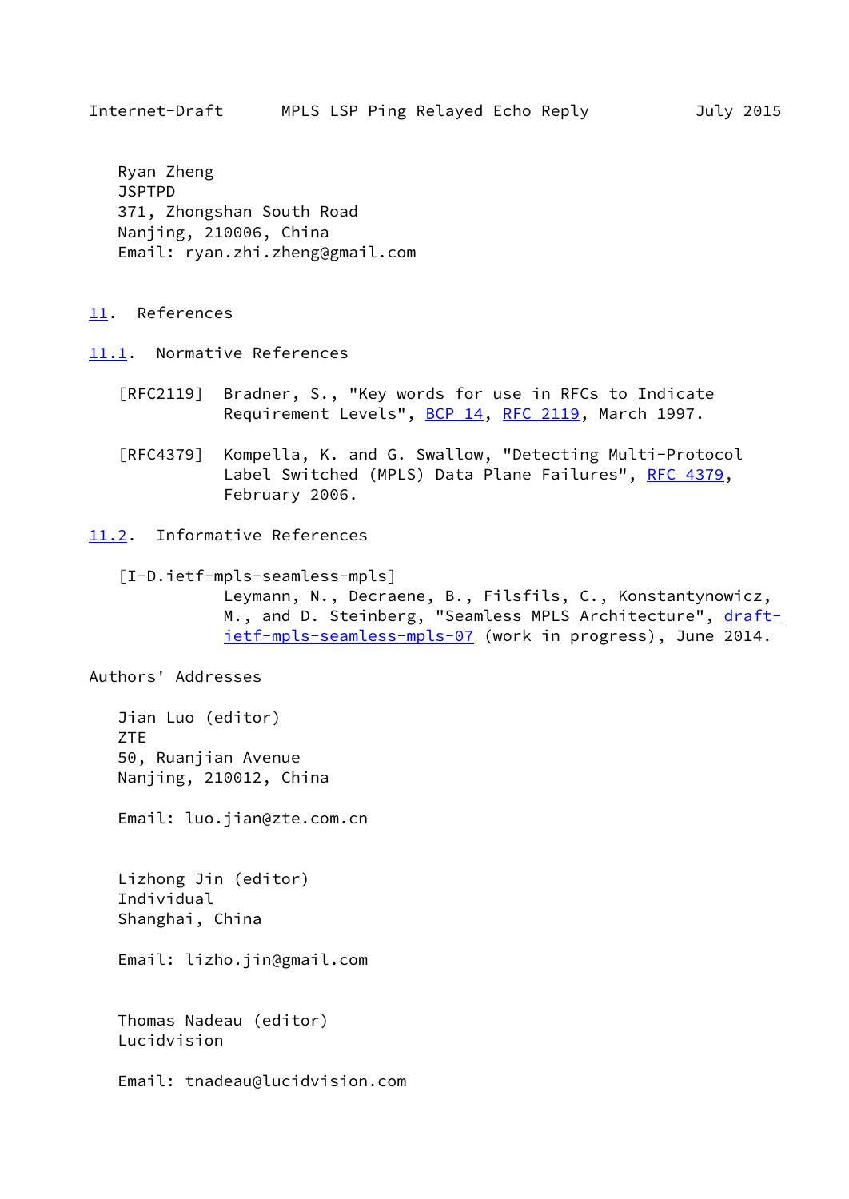Ryan Zheng
JSPTPD
371, Zhongshan South Road
Nanjing, 210006, China
Email: ryan.zhi.zheng@gmail.com

## 11. References

### 11.1. Normative References

[RFC2119] Bradner, S., "Key words for use in RFCs to Indicate Requirement Levels", BCP 14, RFC 2119, March 1997.

[RFC4379] Kompella, K. and G. Swallow, "Detecting Multi-Protocol Label Switched (MPLS) Data Plane Failures", RFC 4379, February 2006.

### 11.2. Informative References

[I-D.ietf-mpls-seamless-mpls]
Leymann, N., Decraene, B., Filsfils, C., Konstantynowicz, M., and D. Steinberg, "Seamless MPLS Architecture", draft-ietf-mpls-seamless-mpls-07 (work in progress), June 2014.

## Authors' Addresses

Jian Luo (editor)
ZTE
50, Ruanjian Avenue
Nanjing, 210012, China

Email: luo.jian@zte.com.cn

Lizhong Jin (editor)
Individual
Shanghai, China

Email: lizho.jin@gmail.com

Thomas Nadeau (editor)
Lucidvision

Email: tnadeau@lucidvision.com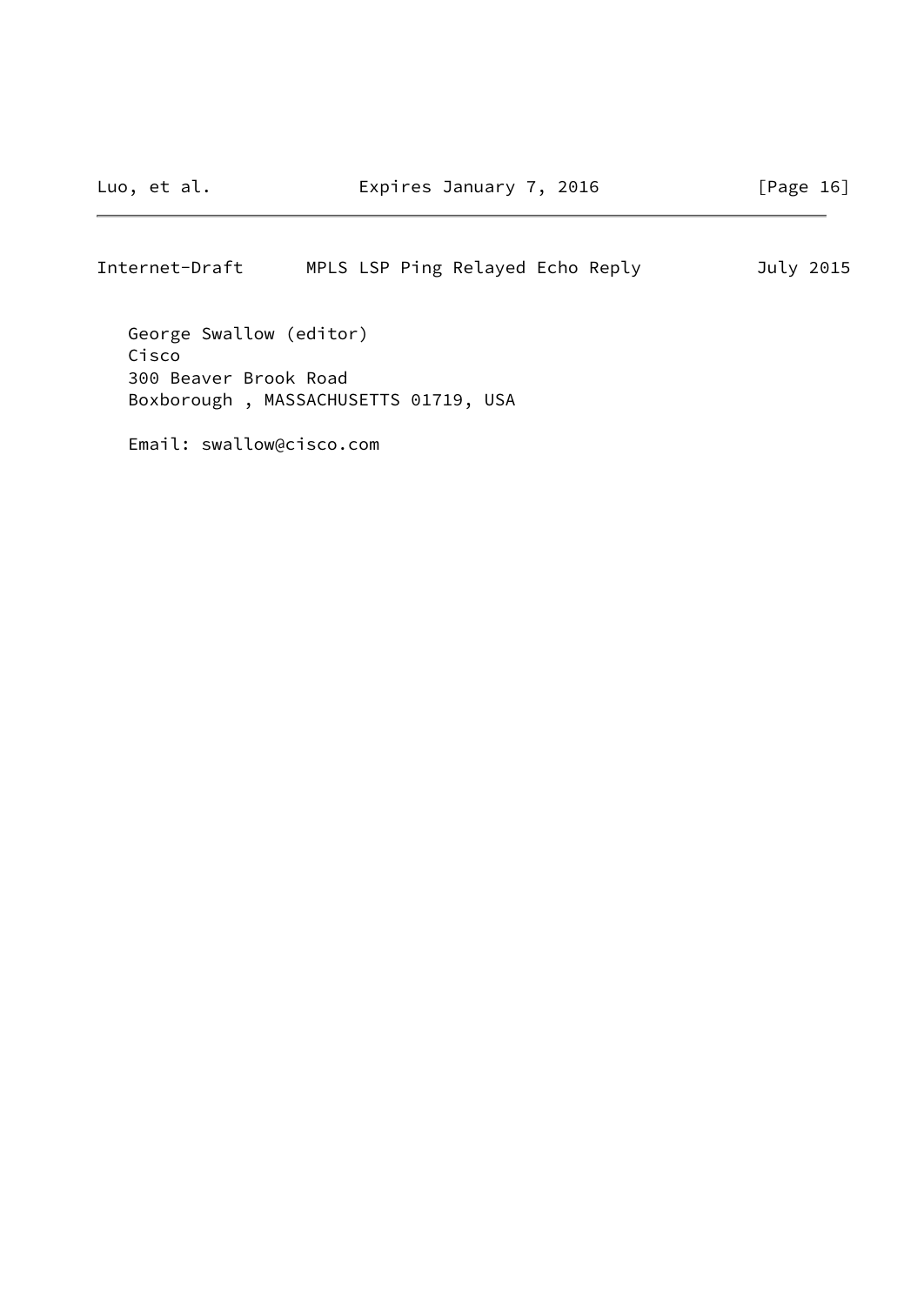George Swallow (editor)
Cisco
300 Beaver Brook Road
Boxborough , MASSACHUSETTS 01719, USA

Email: swallow@cisco.com